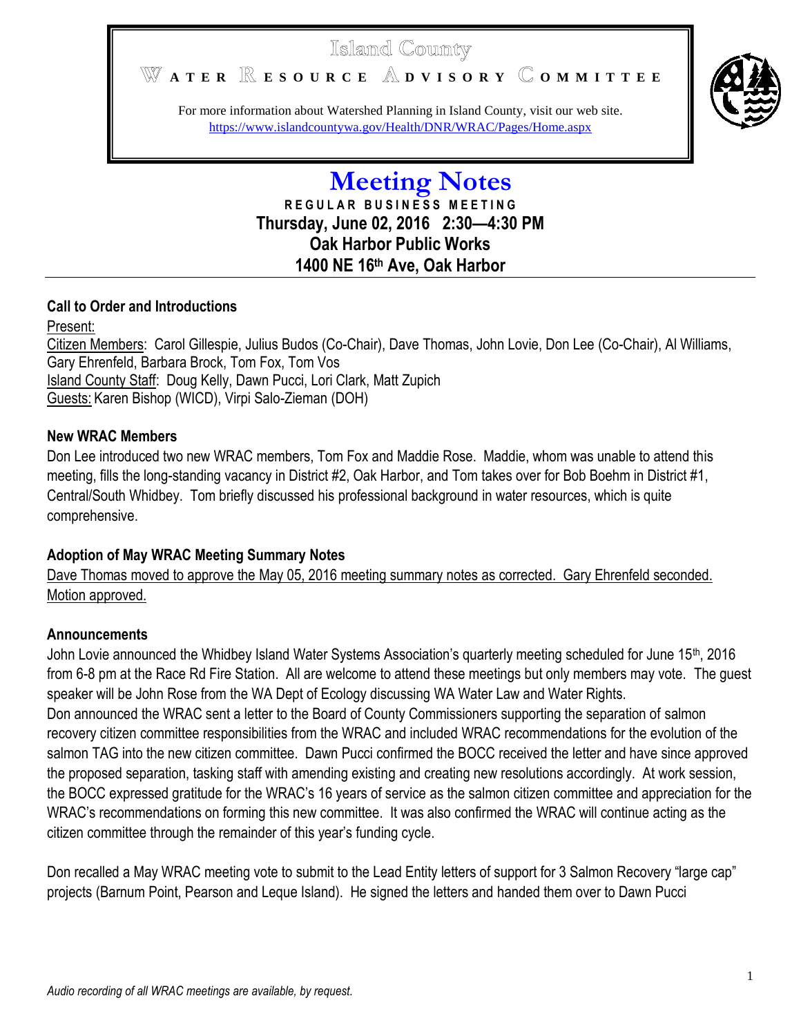Island County

WATER RESOURCE ADVISORY COMMITTEE

For more information about Watershed Planning in Island County, visit our web site.
https://www.islandcountywa.gov/Health/DNR/WRAC/Pages/Home.aspx

# Meeting Notes

**REGULAR BUSINESS MEETING**
**Thursday, June 02, 2016 2:30—4:30 PM**
**Oak Harbor Public Works**
**1400 NE 16th Ave, Oak Harbor**

---

### Call to Order and Introductions

Present:
Citizen Members: Carol Gillespie, Julius Budos (Co-Chair), Dave Thomas, John Lovie, Don Lee (Co-Chair), Al Williams, Gary Ehrenfeld, Barbara Brock, Tom Fox, Tom Vos
Island County Staff: Doug Kelly, Dawn Pucci, Lori Clark, Matt Zupich
Guests: Karen Bishop (WICD), Virpi Salo-Zieman (DOH)

### New WRAC Members

Don Lee introduced two new WRAC members, Tom Fox and Maddie Rose. Maddie, whom was unable to attend this meeting, fills the long-standing vacancy in District #2, Oak Harbor, and Tom takes over for Bob Boehm in District #1, Central/South Whidbey. Tom briefly discussed his professional background in water resources, which is quite comprehensive.

### Adoption of May WRAC Meeting Summary Notes

Dave Thomas moved to approve the May 05, 2016 meeting summary notes as corrected. Gary Ehrenfeld seconded. Motion approved.

### Announcements

John Lovie announced the Whidbey Island Water Systems Association's quarterly meeting scheduled for June 15th, 2016 from 6-8 pm at the Race Rd Fire Station. All are welcome to attend these meetings but only members may vote. The guest speaker will be John Rose from the WA Dept of Ecology discussing WA Water Law and Water Rights.
Don announced the WRAC sent a letter to the Board of County Commissioners supporting the separation of salmon recovery citizen committee responsibilities from the WRAC and included WRAC recommendations for the evolution of the salmon TAG into the new citizen committee. Dawn Pucci confirmed the BOCC received the letter and have since approved the proposed separation, tasking staff with amending existing and creating new resolutions accordingly. At work session, the BOCC expressed gratitude for the WRAC's 16 years of service as the salmon citizen committee and appreciation for the WRAC's recommendations on forming this new committee. It was also confirmed the WRAC will continue acting as the citizen committee through the remainder of this year's funding cycle.

Don recalled a May WRAC meeting vote to submit to the Lead Entity letters of support for 3 Salmon Recovery "large cap" projects (Barnum Point, Pearson and Leque Island). He signed the letters and handed them over to Dawn Pucci

*Audio recording of all WRAC meetings are available, by request.*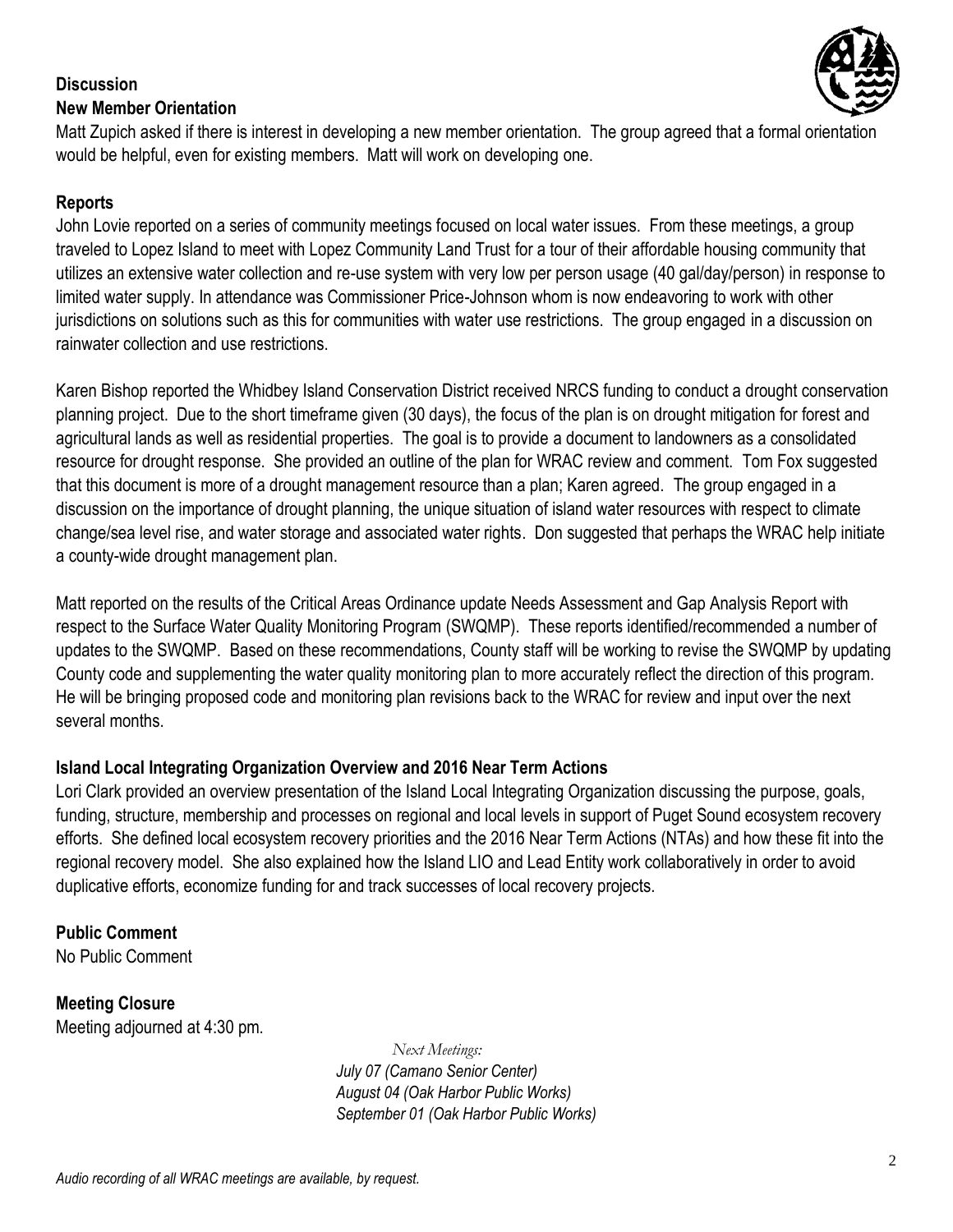**Discussion**

**New Member Orientation**

Matt Zupich asked if there is interest in developing a new member orientation. The group agreed that a formal orientation would be helpful, even for existing members. Matt will work on developing one.

**Reports**

John Lovie reported on a series of community meetings focused on local water issues. From these meetings, a group traveled to Lopez Island to meet with Lopez Community Land Trust for a tour of their affordable housing community that utilizes an extensive water collection and re-use system with very low per person usage (40 gal/day/person) in response to limited water supply. In attendance was Commissioner Price-Johnson whom is now endeavoring to work with other jurisdictions on solutions such as this for communities with water use restrictions. The group engaged in a discussion on rainwater collection and use restrictions.

Karen Bishop reported the Whidbey Island Conservation District received NRCS funding to conduct a drought conservation planning project. Due to the short timeframe given (30 days), the focus of the plan is on drought mitigation for forest and agricultural lands as well as residential properties. The goal is to provide a document to landowners as a consolidated resource for drought response. She provided an outline of the plan for WRAC review and comment. Tom Fox suggested that this document is more of a drought management resource than a plan; Karen agreed. The group engaged in a discussion on the importance of drought planning, the unique situation of island water resources with respect to climate change/sea level rise, and water storage and associated water rights. Don suggested that perhaps the WRAC help initiate a county-wide drought management plan.

Matt reported on the results of the Critical Areas Ordinance update Needs Assessment and Gap Analysis Report with respect to the Surface Water Quality Monitoring Program (SWQMP). These reports identified/recommended a number of updates to the SWQMP. Based on these recommendations, County staff will be working to revise the SWQMP by updating County code and supplementing the water quality monitoring plan to more accurately reflect the direction of this program. He will be bringing proposed code and monitoring plan revisions back to the WRAC for review and input over the next several months.

**Island Local Integrating Organization Overview and 2016 Near Term Actions**

Lori Clark provided an overview presentation of the Island Local Integrating Organization discussing the purpose, goals, funding, structure, membership and processes on regional and local levels in support of Puget Sound ecosystem recovery efforts. She defined local ecosystem recovery priorities and the 2016 Near Term Actions (NTAs) and how these fit into the regional recovery model. She also explained how the Island LIO and Lead Entity work collaboratively in order to avoid duplicative efforts, economize funding for and track successes of local recovery projects.

**Public Comment**

No Public Comment

**Meeting Closure**

Meeting adjourned at 4:30 pm.

*Next Meetings:*

*July 07 (Camano Senior Center)*
*August 04 (Oak Harbor Public Works)*
*September 01 (Oak Harbor Public Works)*

*Audio recording of all WRAC meetings are available, by request.*